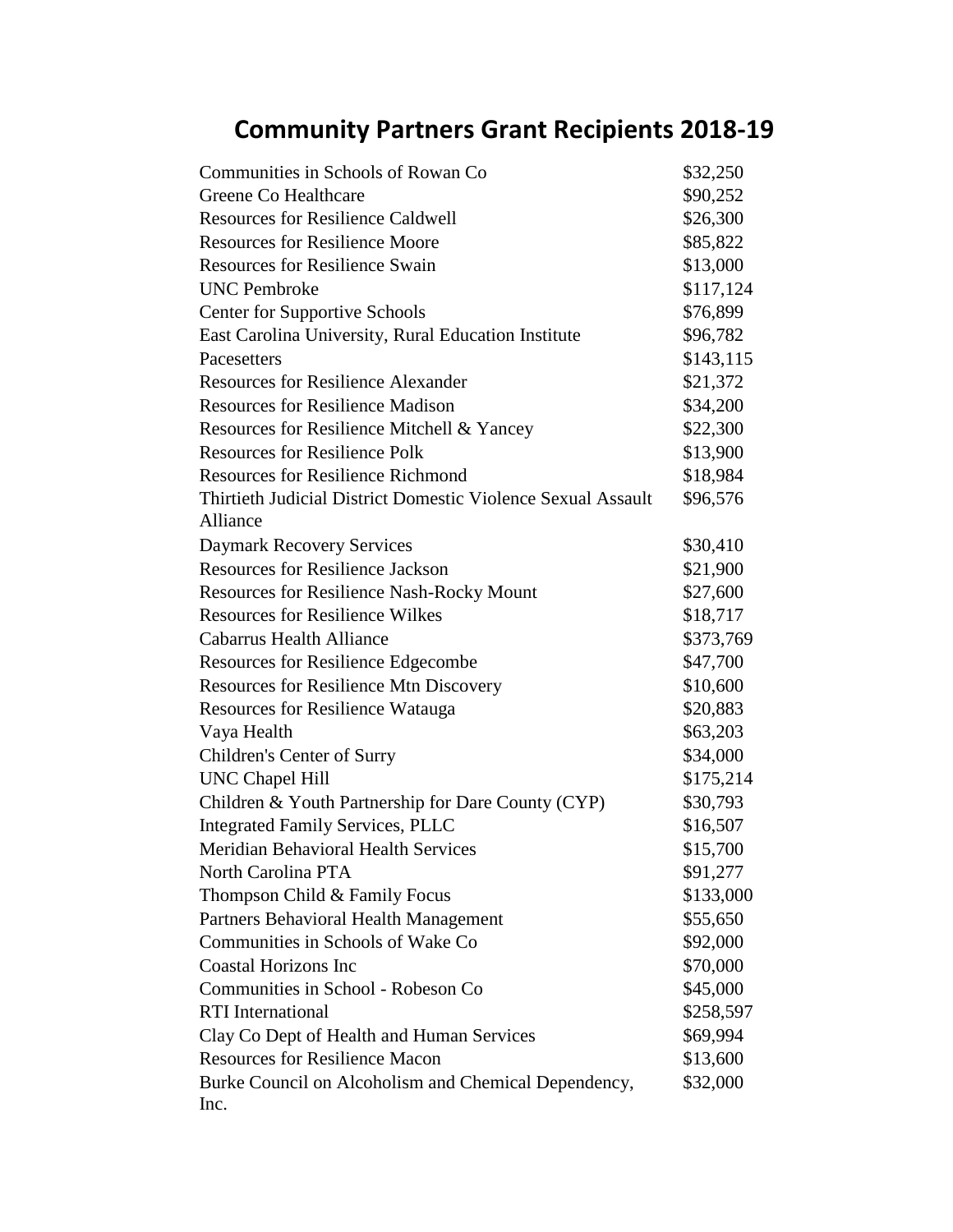# Community Partners Grant Recipients 2018-19

| | |
|---|---|
| Communities in Schools of Rowan Co | $32,250 |
| Greene Co Healthcare | $90,252 |
| Resources for Resilience Caldwell | $26,300 |
| Resources for Resilience Moore | $85,822 |
| Resources for Resilience Swain | $13,000 |
| UNC Pembroke | $117,124 |
| Center for Supportive Schools | $76,899 |
| East Carolina University, Rural Education Institute | $96,782 |
| Pacesetters | $143,115 |
| Resources for Resilience Alexander | $21,372 |
| Resources for Resilience Madison | $34,200 |
| Resources for Resilience Mitchell & Yancey | $22,300 |
| Resources for Resilience Polk | $13,900 |
| Resources for Resilience Richmond | $18,984 |
| Thirtieth Judicial District Domestic Violence Sexual Assault Alliance | $96,576 |
| Daymark Recovery Services | $30,410 |
| Resources for Resilience Jackson | $21,900 |
| Resources for Resilience Nash-Rocky Mount | $27,600 |
| Resources for Resilience Wilkes | $18,717 |
| Cabarrus Health Alliance | $373,769 |
| Resources for Resilience Edgecombe | $47,700 |
| Resources for Resilience Mtn Discovery | $10,600 |
| Resources for Resilience Watauga | $20,883 |
| Vaya Health | $63,203 |
| Children's Center of Surry | $34,000 |
| UNC Chapel Hill | $175,214 |
| Children & Youth Partnership for Dare County (CYP) | $30,793 |
| Integrated Family Services, PLLC | $16,507 |
| Meridian Behavioral Health Services | $15,700 |
| North Carolina PTA | $91,277 |
| Thompson Child & Family Focus | $133,000 |
| Partners Behavioral Health Management | $55,650 |
| Communities in Schools of Wake Co | $92,000 |
| Coastal Horizons Inc | $70,000 |
| Communities in School - Robeson Co | $45,000 |
| RTI International | $258,597 |
| Clay Co Dept of Health and Human Services | $69,994 |
| Resources for Resilience Macon | $13,600 |
| Burke Council on Alcoholism and Chemical Dependency, Inc. | $32,000 |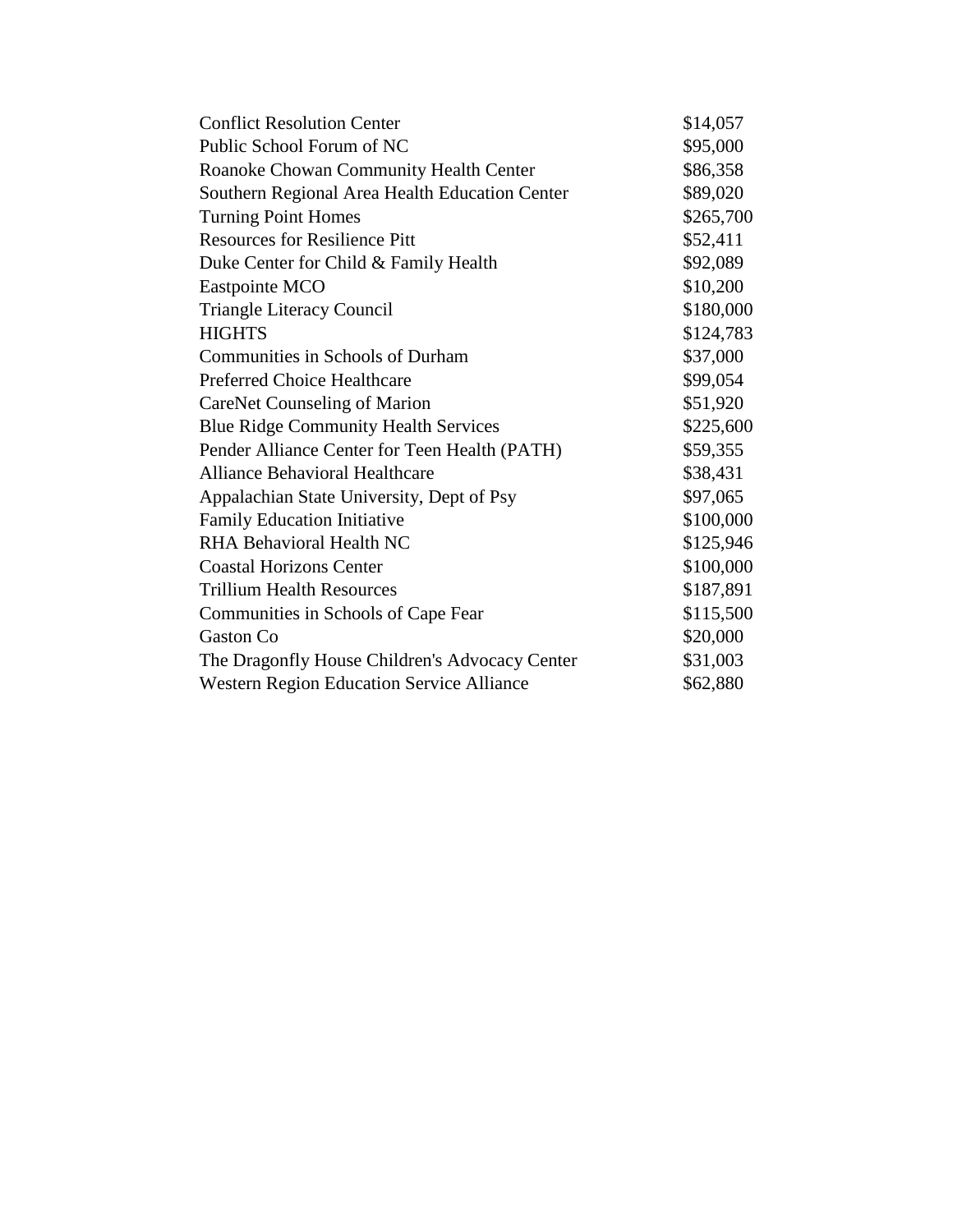| | |
|---|---|
| Conflict Resolution Center | $14,057 |
| Public School Forum of NC | $95,000 |
| Roanoke Chowan Community Health Center | $86,358 |
| Southern Regional Area Health Education Center | $89,020 |
| Turning Point Homes | $265,700 |
| Resources for Resilience Pitt | $52,411 |
| Duke Center for Child & Family Health | $92,089 |
| Eastpointe MCO | $10,200 |
| Triangle Literacy Council | $180,000 |
| HIGHTS | $124,783 |
| Communities in Schools of Durham | $37,000 |
| Preferred Choice Healthcare | $99,054 |
| CareNet Counseling of Marion | $51,920 |
| Blue Ridge Community Health Services | $225,600 |
| Pender Alliance Center for Teen Health (PATH) | $59,355 |
| Alliance Behavioral Healthcare | $38,431 |
| Appalachian State University, Dept of Psy | $97,065 |
| Family Education Initiative | $100,000 |
| RHA Behavioral Health NC | $125,946 |
| Coastal Horizons Center | $100,000 |
| Trillium Health Resources | $187,891 |
| Communities in Schools of Cape Fear | $115,500 |
| Gaston Co | $20,000 |
| The Dragonfly House Children's Advocacy Center | $31,003 |
| Western Region Education Service Alliance | $62,880 |